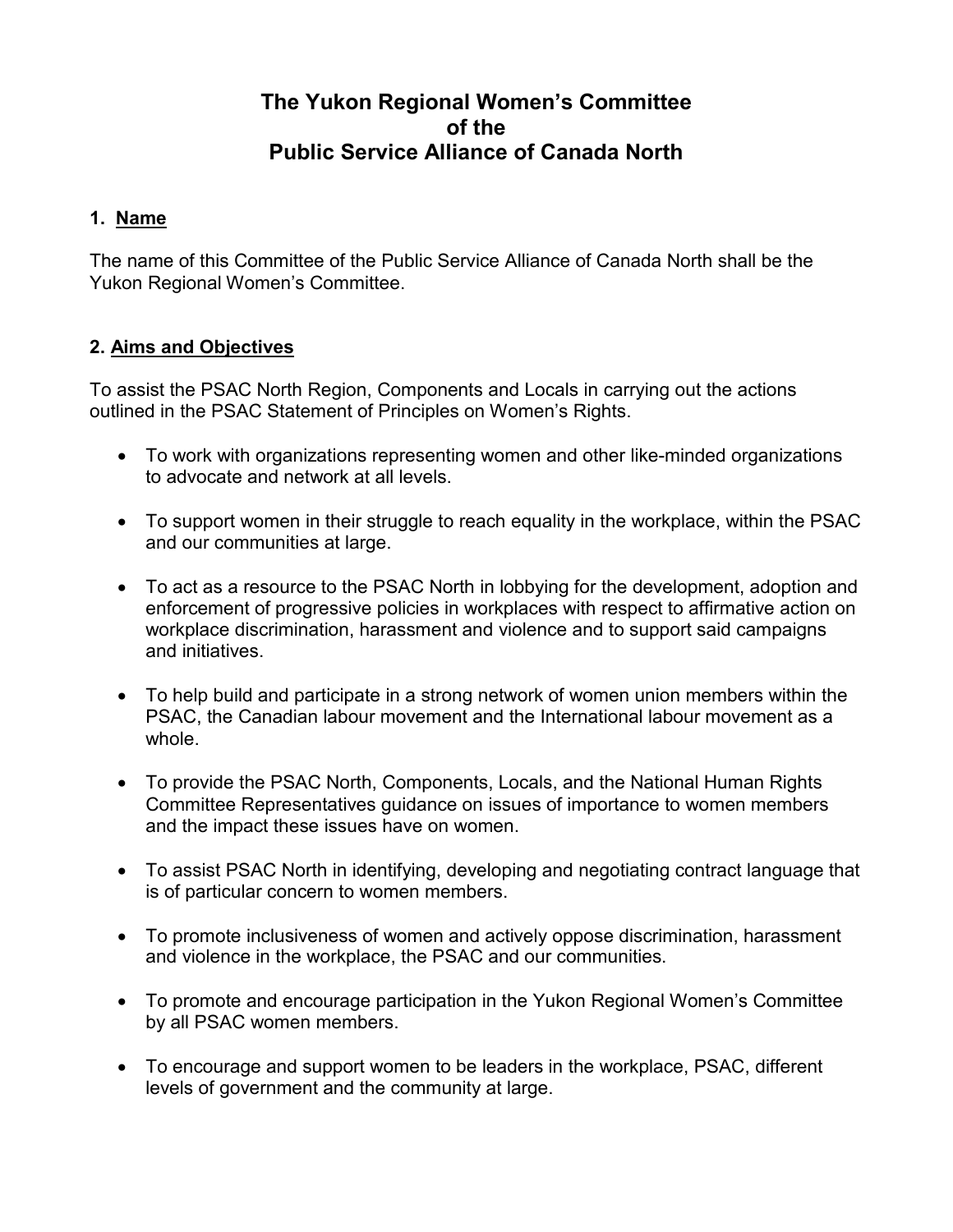# The Yukon Regional Women's Committee of the Public Service Alliance of Canada North

## 1. Name

The name of this Committee of the Public Service Alliance of Canada North shall be the Yukon Regional Women's Committee.

## 2. Aims and Objectives

To assist the PSAC North Region, Components and Locals in carrying out the actions outlined in the PSAC Statement of Principles on Women's Rights.

- To work with organizations representing women and other like-minded organizations to advocate and network at all levels.
- To support women in their struggle to reach equality in the workplace, within the PSAC and our communities at large.
- To act as a resource to the PSAC North in lobbying for the development, adoption and enforcement of progressive policies in workplaces with respect to affirmative action on workplace discrimination, harassment and violence and to support said campaigns and initiatives.
- To help build and participate in a strong network of women union members within the PSAC, the Canadian labour movement and the International labour movement as a whole.
- To provide the PSAC North, Components, Locals, and the National Human Rights Committee Representatives guidance on issues of importance to women members and the impact these issues have on women.
- To assist PSAC North in identifying, developing and negotiating contract language that is of particular concern to women members.
- To promote inclusiveness of women and actively oppose discrimination, harassment and violence in the workplace, the PSAC and our communities.
- To promote and encourage participation in the Yukon Regional Women's Committee by all PSAC women members.
- To encourage and support women to be leaders in the workplace, PSAC, different levels of government and the community at large.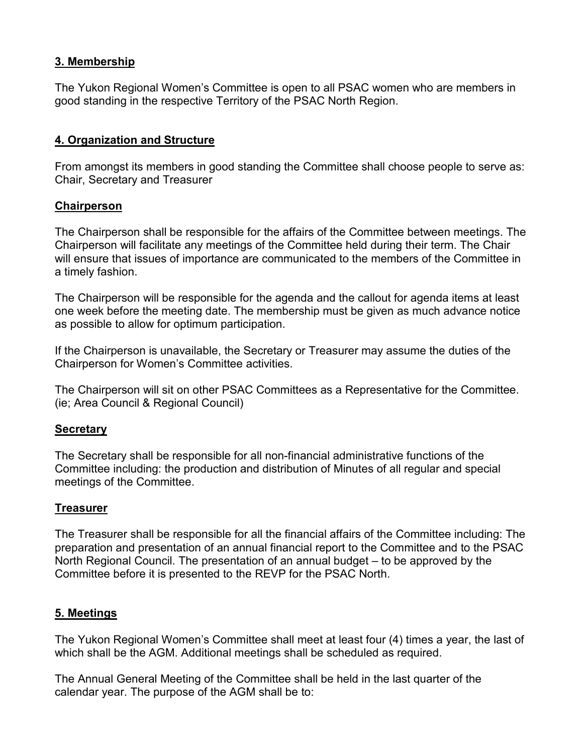## 3. Membership

The Yukon Regional Women's Committee is open to all PSAC women who are members in good standing in the respective Territory of the PSAC North Region.

## 4. Organization and Structure

From amongst its members in good standing the Committee shall choose people to serve as: Chair, Secretary and Treasurer

### Chairperson

The Chairperson shall be responsible for the affairs of the Committee between meetings. The Chairperson will facilitate any meetings of the Committee held during their term. The Chair will ensure that issues of importance are communicated to the members of the Committee in a timely fashion.

The Chairperson will be responsible for the agenda and the callout for agenda items at least one week before the meeting date. The membership must be given as much advance notice as possible to allow for optimum participation.

If the Chairperson is unavailable, the Secretary or Treasurer may assume the duties of the Chairperson for Women's Committee activities.

The Chairperson will sit on other PSAC Committees as a Representative for the Committee. (ie; Area Council & Regional Council)

### Secretary

The Secretary shall be responsible for all non-financial administrative functions of the Committee including: the production and distribution of Minutes of all regular and special meetings of the Committee.

### Treasurer

The Treasurer shall be responsible for all the financial affairs of the Committee including: The preparation and presentation of an annual financial report to the Committee and to the PSAC North Regional Council. The presentation of an annual budget – to be approved by the Committee before it is presented to the REVP for the PSAC North.

## 5. Meetings

The Yukon Regional Women's Committee shall meet at least four (4) times a year, the last of which shall be the AGM. Additional meetings shall be scheduled as required.

The Annual General Meeting of the Committee shall be held in the last quarter of the calendar year. The purpose of the AGM shall be to: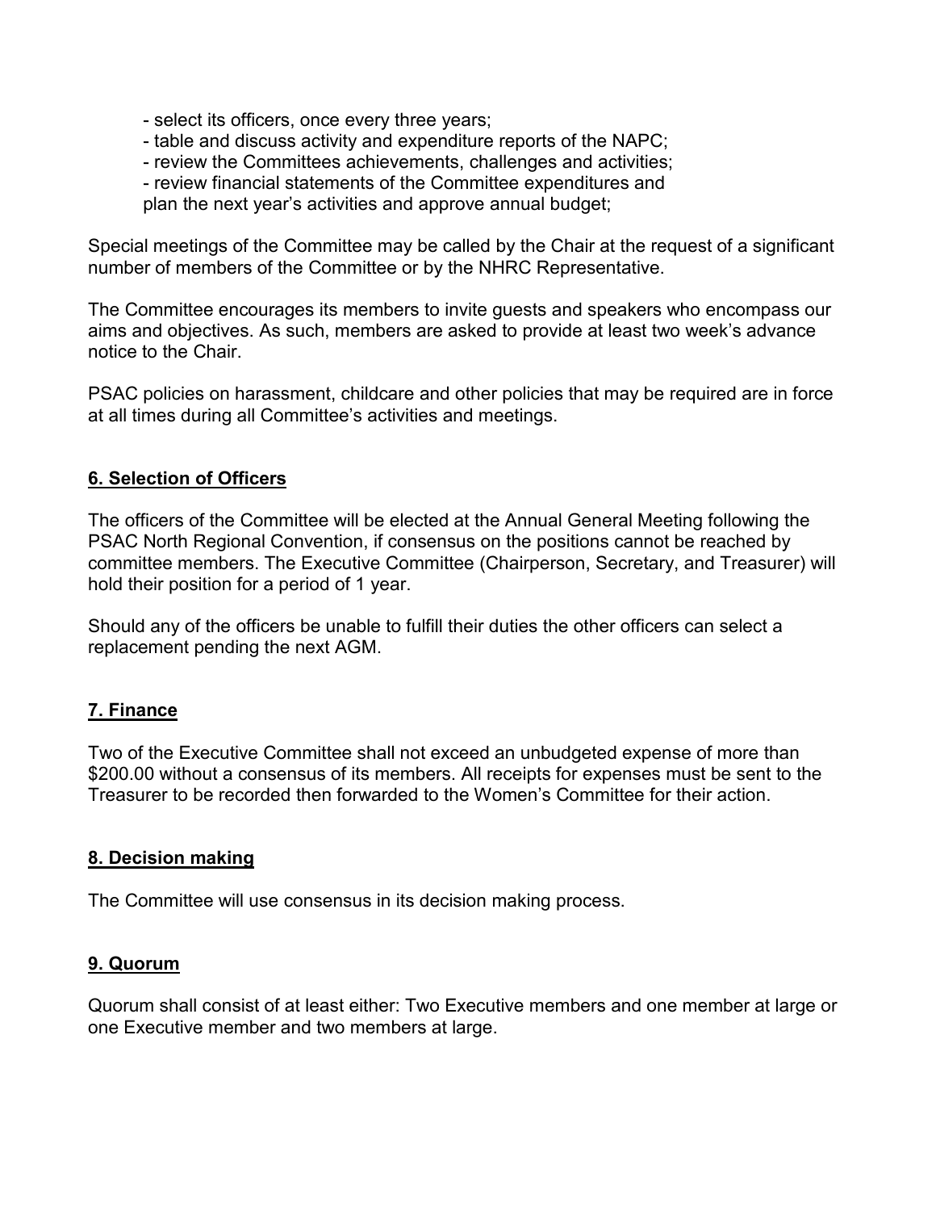- select its officers, once every three years;
- table and discuss activity and expenditure reports of the NAPC;
- review the Committees achievements, challenges and activities;
- review financial statements of the Committee expenditures and plan the next year's activities and approve annual budget;

Special meetings of the Committee may be called by the Chair at the request of a significant number of members of the Committee or by the NHRC Representative.

The Committee encourages its members to invite guests and speakers who encompass our aims and objectives. As such, members are asked to provide at least two week's advance notice to the Chair.

PSAC policies on harassment, childcare and other policies that may be required are in force at all times during all Committee's activities and meetings.

## 6. Selection of Officers

The officers of the Committee will be elected at the Annual General Meeting following the PSAC North Regional Convention, if consensus on the positions cannot be reached by committee members. The Executive Committee (Chairperson, Secretary, and Treasurer) will hold their position for a period of 1 year.

Should any of the officers be unable to fulfill their duties the other officers can select a replacement pending the next AGM.

## 7. Finance

Two of the Executive Committee shall not exceed an unbudgeted expense of more than $200.00 without a consensus of its members. All receipts for expenses must be sent to the Treasurer to be recorded then forwarded to the Women's Committee for their action.

## 8. Decision making

The Committee will use consensus in its decision making process.

## 9. Quorum

Quorum shall consist of at least either: Two Executive members and one member at large or one Executive member and two members at large.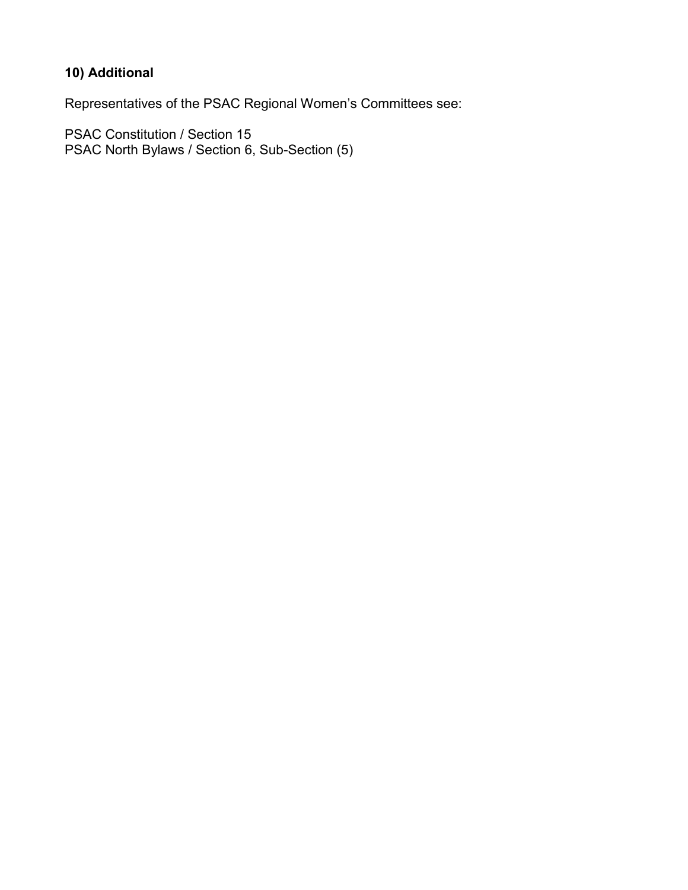### 10) Additional

Representatives of the PSAC Regional Women's Committees see:

PSAC Constitution / Section 15
PSAC North Bylaws / Section 6, Sub-Section (5)